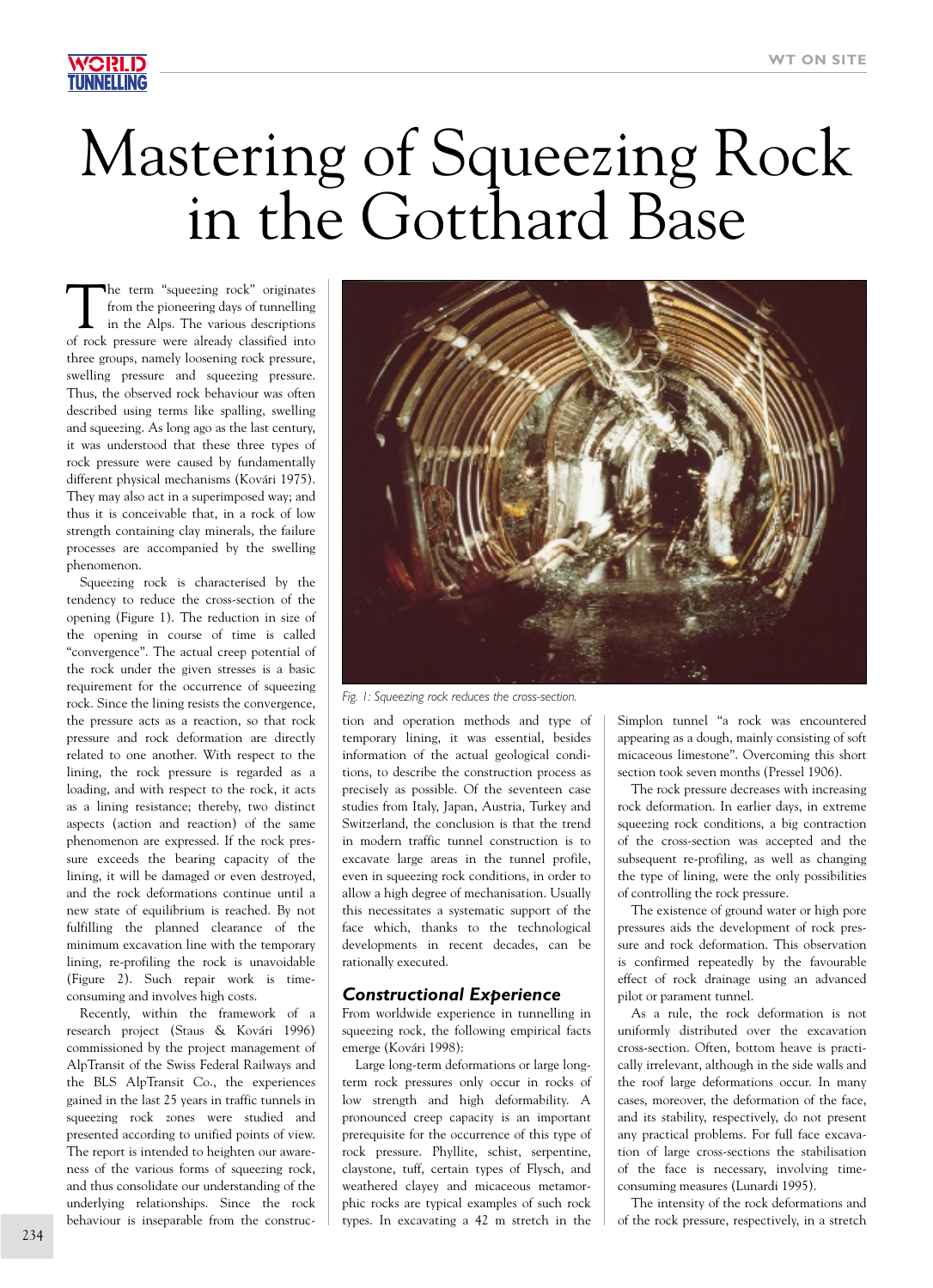# Mastering of Squeezing Rock in the Gotthard Base

The term "squeezing rock" originates from the pioneering days of tunnelling in the Alps. The various descriptions of rock pressure were already classified into three groups, namely loosening rock pressure, swelling pressure and squeezing pressure. Thus, the observed rock behaviour was often described using terms like spalling, swelling and squeezing. As long ago as the last century, it was understood that these three types of rock pressure were caused by fundamentally different physical mechanisms (Kovári 1975). They may also act in a superimposed way; and thus it is conceivable that, in a rock of low strength containing clay minerals, the failure processes are accompanied by the swelling phenomenon.

Squeezing rock is characterised by the tendency to reduce the cross-section of the opening (Figure 1). The reduction in size of the opening in course of time is called "convergence". The actual creep potential of the rock under the given stresses is a basic requirement for the occurrence of squeezing rock. Since the lining resists the convergence, the pressure acts as a reaction, so that rock pressure and rock deformation are directly related to one another. With respect to the lining, the rock pressure is regarded as a loading, and with respect to the rock, it acts as a lining resistance; thereby, two distinct aspects (action and reaction) of the same phenomenon are expressed. If the rock pressure exceeds the bearing capacity of the lining, it will be damaged or even destroyed, and the rock deformations continue until a new state of equilibrium is reached. By not fulfilling the planned clearance of the minimum excavation line with the temporary lining, re-profiling the rock is unavoidable (Figure 2). Such repair work is time-consuming and involves high costs.

Recently, within the framework of a research project (Staus & Kovári 1996) commissioned by the project management of AlpTransit of the Swiss Federal Railways and the BLS AlpTransit Co., the experiences gained in the last 25 years in traffic tunnels in squeezing rock zones were studied and presented according to unified points of view. The report is intended to heighten our awareness of the various forms of squeezing rock, and thus consolidate our understanding of the underlying relationships. Since the rock behaviour is inseparable from the construction and operation methods and type of temporary lining, it was essential, besides information of the actual geological conditions, to describe the construction process as precisely as possible. Of the seventeen case studies from Italy, Japan, Austria, Turkey and Switzerland, the conclusion is that the trend in modern traffic tunnel construction is to excavate large areas in the tunnel profile, even in squeezing rock conditions, in order to allow a high degree of mechanisation. Usually this necessitates a systematic support of the face which, thanks to the technological developments in recent decades, can be rationally executed.

*Fig. 1: Squeezing rock reduces the cross-section.*

### Constructional Experience

From worldwide experience in tunnelling in squeezing rock, the following empirical facts emerge (Kovári 1998):

Large long-term deformations or large long-term rock pressures only occur in rocks of low strength and high deformability. A pronounced creep capacity is an important prerequisite for the occurrence of this type of rock pressure. Phyllite, schist, serpentine, claystone, tuff, certain types of Flysch, and weathered clayey and micaceous metamorphic rocks are typical examples of such rock types. In excavating a 42 m stretch in the Simplon tunnel "a rock was encountered appearing as a dough, mainly consisting of soft micaceous limestone". Overcoming this short section took seven months (Pressel 1906).

The rock pressure decreases with increasing rock deformation. In earlier days, in extreme squeezing rock conditions, a big contraction of the cross-section was accepted and the subsequent re-profiling, as well as changing the type of lining, were the only possibilities of controlling the rock pressure.

The existence of ground water or high pore pressures aids the development of rock pressure and rock deformation. This observation is confirmed repeatedly by the favourable effect of rock drainage using an advanced pilot or parament tunnel.

As a rule, the rock deformation is not uniformly distributed over the excavation cross-section. Often, bottom heave is practically irrelevant, although in the side walls and the roof large deformations occur. In many cases, moreover, the deformation of the face, and its stability, respectively, do not present any practical problems. For full face excavation of large cross-sections the stabilisation of the face is necessary, involving time-consuming measures (Lunardi 1995).

The intensity of the rock deformations and of the rock pressure, respectively, in a stretch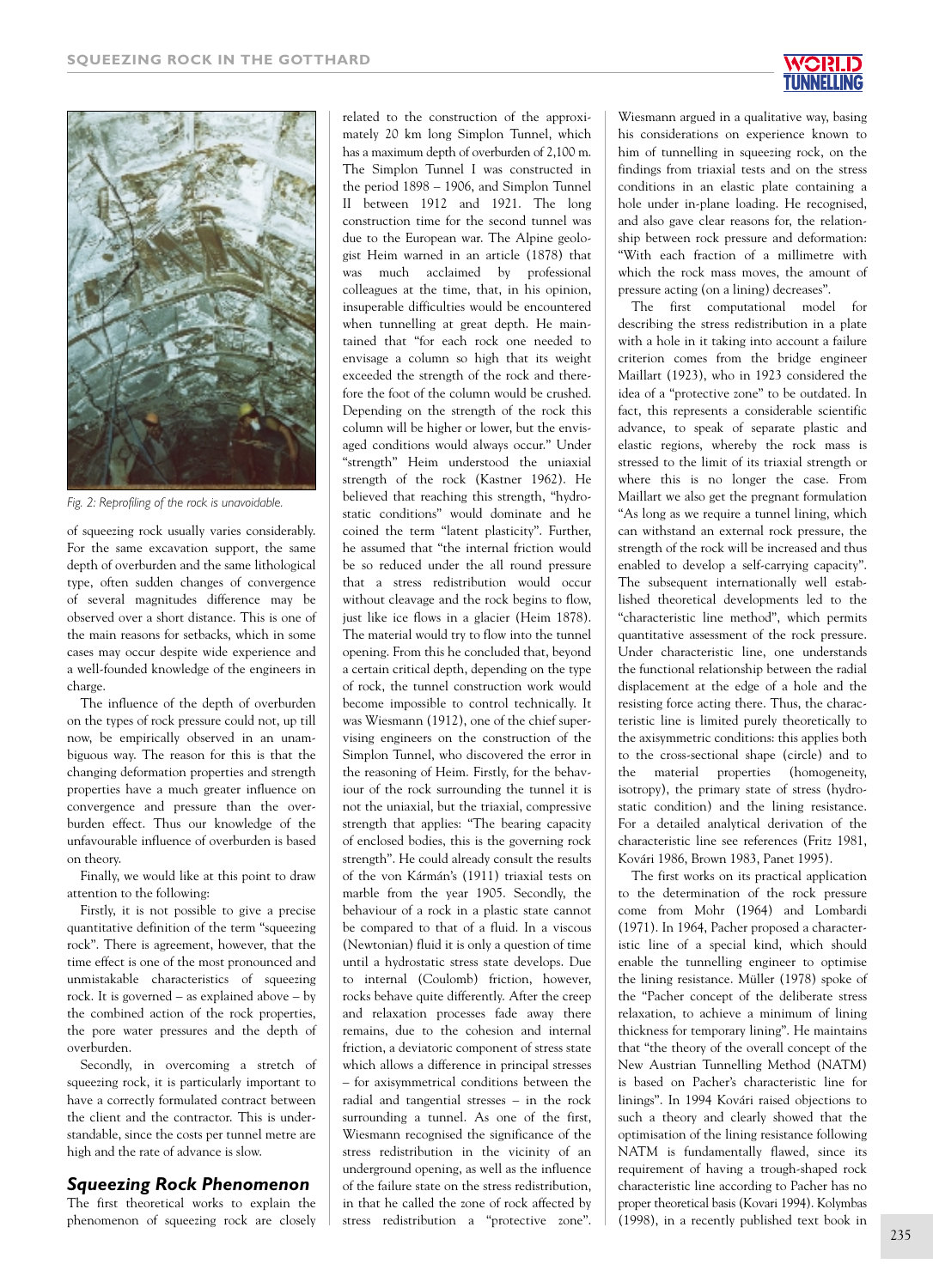Fig. 2: Reprofiling of the rock is unavoidable.

of squeezing rock usually varies considerably. For the same excavation support, the same depth of overburden and the same lithological type, often sudden changes of convergence of several magnitudes difference may be observed over a short distance. This is one of the main reasons for setbacks, which in some cases may occur despite wide experience and a well-founded knowledge of the engineers in charge.

The influence of the depth of overburden on the types of rock pressure could not, up till now, be empirically observed in an unambiguous way. The reason for this is that the changing deformation properties and strength properties have a much greater influence on convergence and pressure than the overburden effect. Thus our knowledge of the unfavourable influence of overburden is based on theory.

Finally, we would like at this point to draw attention to the following:

Firstly, it is not possible to give a precise quantitative definition of the term "squeezing rock". There is agreement, however, that the time effect is one of the most pronounced and unmistakable characteristics of squeezing rock. It is governed – as explained above – by the combined action of the rock properties, the pore water pressures and the depth of overburden.

Secondly, in overcoming a stretch of squeezing rock, it is particularly important to have a correctly formulated contract between the client and the contractor. This is understandable, since the costs per tunnel metre are high and the rate of advance is slow.

## Squeezing Rock Phenomenon

The first theoretical works to explain the phenomenon of squeezing rock are closely related to the construction of the approximately 20 km long Simplon Tunnel, which has a maximum depth of overburden of 2,100 m. The Simplon Tunnel I was constructed in the period 1898 – 1906, and Simplon Tunnel II between 1912 and 1921. The long construction time for the second tunnel was due to the European war. The Alpine geologist Heim warned in an article (1878) that was much acclaimed by professional colleagues at the time, that, in his opinion, insuperable difficulties would be encountered when tunnelling at great depth. He maintained that "for each rock one needed to envisage a column so high that its weight exceeded the strength of the rock and therefore the foot of the column would be crushed. Depending on the strength of the rock this column will be higher or lower, but the envisaged conditions would always occur." Under "strength" Heim understood the uniaxial strength of the rock (Kastner 1962). He believed that reaching this strength, "hydrostatic conditions" would dominate and he coined the term "latent plasticity". Further, he assumed that "the internal friction would be so reduced under the all round pressure that a stress redistribution would occur without cleavage and the rock begins to flow, just like ice flows in a glacier (Heim 1878). The material would try to flow into the tunnel opening. From this he concluded that, beyond a certain critical depth, depending on the type of rock, the tunnel construction work would become impossible to control technically. It was Wiesmann (1912), one of the chief supervising engineers on the construction of the Simplon Tunnel, who discovered the error in the reasoning of Heim. Firstly, for the behaviour of the rock surrounding the tunnel it is not the uniaxial, but the triaxial, compressive strength that applies: "The bearing capacity of enclosed bodies, this is the governing rock strength". He could already consult the results of the von Kármán's (1911) triaxial tests on marble from the year 1905. Secondly, the behaviour of a rock in a plastic state cannot be compared to that of a fluid. In a viscous (Newtonian) fluid it is only a question of time until a hydrostatic stress state develops. Due to internal (Coulomb) friction, however, rocks behave quite differently. After the creep and relaxation processes fade away there remains, due to the cohesion and internal friction, a deviatoric component of stress state which allows a difference in principal stresses – for axisymmetrical conditions between the radial and tangential stresses – in the rock surrounding a tunnel. As one of the first, Wiesmann recognised the significance of the stress redistribution in the vicinity of an underground opening, as well as the influence of the failure state on the stress redistribution, in that he called the zone of rock affected by stress redistribution a "protective zone". Wiesmann argued in a qualitative way, basing his considerations on experience known to him of tunnelling in squeezing rock, on the findings from triaxial tests and on the stress conditions in an elastic plate containing a hole under in-plane loading. He recognised, and also gave clear reasons for, the relationship between rock pressure and deformation: "With each fraction of a millimetre with which the rock mass moves, the amount of pressure acting (on a lining) decreases".

The first computational model for describing the stress redistribution in a plate with a hole in it taking into account a failure criterion comes from the bridge engineer Maillart (1923), who in 1923 considered the idea of a "protective zone" to be outdated. In fact, this represents a considerable scientific advance, to speak of separate plastic and elastic regions, whereby the rock mass is stressed to the limit of its triaxial strength or where this is no longer the case. From Maillart we also get the pregnant formulation "As long as we require a tunnel lining, which can withstand an external rock pressure, the strength of the rock will be increased and thus enabled to develop a self-carrying capacity". The subsequent internationally well established theoretical developments led to the "characteristic line method", which permits quantitative assessment of the rock pressure. Under characteristic line, one understands the functional relationship between the radial displacement at the edge of a hole and the resisting force acting there. Thus, the characteristic line is limited purely theoretically to the axisymmetric conditions: this applies both to the cross-sectional shape (circle) and to the material properties (homogeneity, isotropy), the primary state of stress (hydrostatic condition) and the lining resistance. For a detailed analytical derivation of the characteristic line see references (Fritz 1981, Kovári 1986, Brown 1983, Panet 1995).

The first works on its practical application to the determination of the rock pressure come from Mohr (1964) and Lombardi (1971). In 1964, Pacher proposed a characteristic line of a special kind, which should enable the tunnelling engineer to optimise the lining resistance. Müller (1978) spoke of the "Pacher concept of the deliberate stress relaxation, to achieve a minimum of lining thickness for temporary lining". He maintains that "the theory of the overall concept of the New Austrian Tunnelling Method (NATM) is based on Pacher's characteristic line for linings". In 1994 Kovári raised objections to such a theory and clearly showed that the optimisation of the lining resistance following NATM is fundamentally flawed, since its requirement of having a trough-shaped rock characteristic line according to Pacher has no proper theoretical basis (Kovari 1994). Kolymbas (1998), in a recently published text book in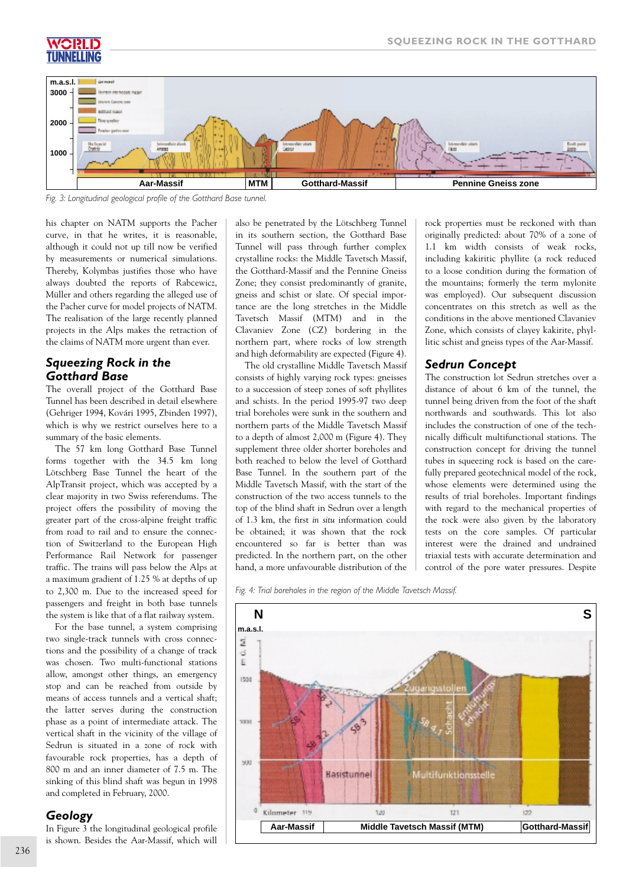Fig. 3: Longitudinal geological profile of the Gotthard Base tunnel.

his chapter on NATM supports the Pacher curve, in that he writes, it is reasonable, although it could not up till now be verified by measurements or numerical simulations. Thereby, Kolymbas justifies those who have always doubted the reports of Rabcewicz, Müller and others regarding the alleged use of the Pacher curve for model projects of NATM. The realisation of the large recently planned projects in the Alps makes the retraction of the claims of NATM more urgent than ever.

## Squeezing Rock in the Gotthard Base

The overall project of the Gotthard Base Tunnel has been described in detail elsewhere (Gehriger 1994, Kovári 1995, Zbinden 1997), which is why we restrict ourselves here to a summary of the basic elements.

The 57 km long Gotthard Base Tunnel forms together with the 34.5 km long Lötschberg Base Tunnel the heart of the AlpTransit project, which was accepted by a clear majority in two Swiss referendums. The project offers the possibility of moving the greater part of the cross-alpine freight traffic from road to rail and to ensure the connection of Switzerland to the European High Performance Rail Network for passenger traffic. The trains will pass below the Alps at a maximum gradient of 1.25 % at depths of up to 2,300 m. Due to the increased speed for passengers and freight in both base tunnels the system is like that of a flat railway system.

For the base tunnel, a system comprising two single-track tunnels with cross connections and the possibility of a change of track was chosen. Two multi-functional stations allow, amongst other things, an emergency stop and can be reached from outside by means of access tunnels and a vertical shaft; the latter serves during the construction phase as a point of intermediate attack. The vertical shaft in the vicinity of the village of Sedrun is situated in a zone of rock with favourable rock properties, has a depth of 800 m and an inner diameter of 7.5 m. The sinking of this blind shaft was begun in 1998 and completed in February, 2000.

## Geology

In Figure 3 the longitudinal geological profile is shown. Besides the Aar-Massif, which will also be penetrated by the Lötschberg Tunnel in its southern section, the Gotthard Base Tunnel will pass through further complex crystalline rocks: the Middle Tavetsch Massif, the Gotthard-Massif and the Pennine Gneiss Zone; they consist predominantly of granite, gneiss and schist or slate. Of special importance are the long stretches in the Middle Tavetsch Massif (MTM) and in the Clavaniev Zone (CZ) bordering in the northern part, where rocks of low strength and high deformability are expected (Figure 4).

The old crystalline Middle Tavetsch Massif consists of highly varying rock types: gneisses to a succession of steep zones of soft phyllites and schists. In the period 1995-97 two deep trial boreholes were sunk in the southern and northern parts of the Middle Tavetsch Massif to a depth of almost 2,000 m (Figure 4). They supplement three older shorter boreholes and both reached to below the level of Gotthard Base Tunnel. In the southern part of the Middle Tavetsch Massif, with the start of the construction of the two access tunnels to the top of the blind shaft in Sedrun over a length of 1.3 km, the first *in situ* information could be obtained; it was shown that the rock encountered so far is better than was predicted. In the northern part, on the other hand, a more unfavourable distribution of the rock properties must be reckoned with than originally predicted: about 70% of a zone of 1.1 km width consists of weak rocks, including kakiritic phyllite (a rock reduced to a loose condition during the formation of the mountains; formerly the term mylonite was employed). Our subsequent discussion concentrates on this stretch as well as the conditions in the above mentioned Clavaniev Zone, which consists of clayey kakirite, phyllitic schist and gneiss types of the Aar-Massif.

## Sedrun Concept

The construction lot Sedrun stretches over a distance of about 6 km of the tunnel, the tunnel being driven from the foot of the shaft northwards and southwards. This lot also includes the construction of one of the technically difficult multifunctional stations. The construction concept for driving the tunnel tubes in squeezing rock is based on the carefully prepared geotechnical model of the rock, whose elements were determined using the results of trial boreholes. Important findings with regard to the mechanical properties of the rock were also given by the laboratory tests on the core samples. Of particular interest were the drained and undrained triaxial tests with accurate determination and control of the pore water pressures. Despite

Fig. 4: Trial boreholes in the region of the Middle Tavetsch Massif.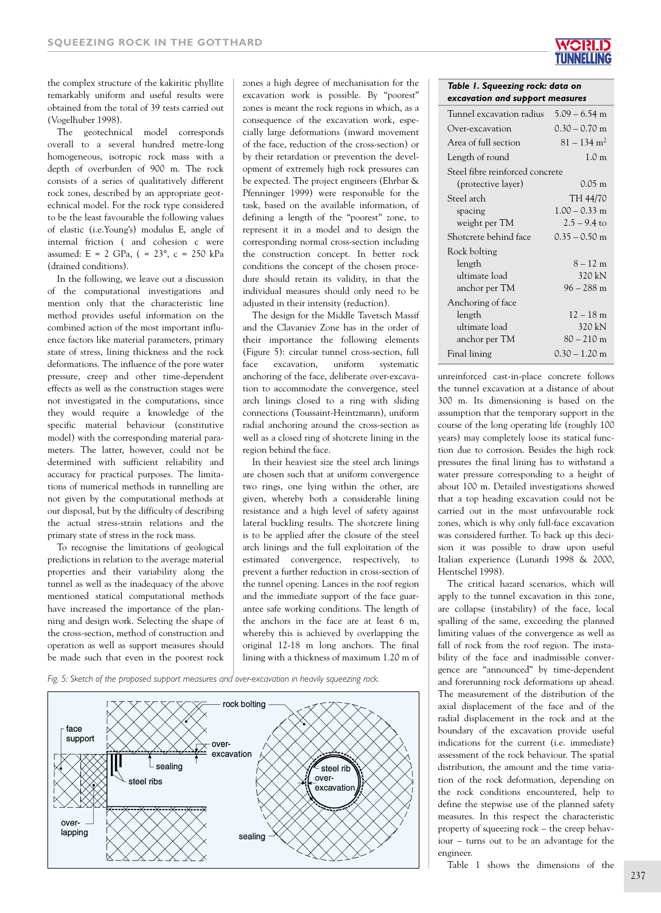the complex structure of the kakiritic phyllite remarkably uniform and useful results were obtained from the total of 39 tests carried out (Vogelhuber 1998).

The geotechnical model corresponds overall to a several hundred metre-long homogeneous, isotropic rock mass with a depth of overburden of 900 m. The rock consists of a series of qualitatively different rock zones, described by an appropriate geotechnical model. For the rock type considered to be the least favourable the following values of elastic (i.e.Young's) modulus E, angle of internal friction ( and cohesion c were assumed: E = 2 GPa, ( = 23°, c = 250 kPa (drained conditions).

In the following, we leave out a discussion of the computational investigations and mention only that the characteristic line method provides useful information on the combined action of the most important influence factors like material parameters, primary state of stress, lining thickness and the rock deformations. The influence of the pore water pressure, creep and other time-dependent effects as well as the construction stages were not investigated in the computations, since they would require a knowledge of the specific material behaviour (constitutive model) with the corresponding material parameters. The latter, however, could not be determined with sufficient reliability and accuracy for practical purposes. The limitations of numerical methods in tunnelling are not given by the computational methods at our disposal, but by the difficulty of describing the actual stress-strain relations and the primary state of stress in the rock mass.

To recognise the limitations of geological predictions in relation to the average material properties and their variability along the tunnel as well as the inadequacy of the above mentioned statical computational methods have increased the importance of the planning and design work. Selecting the shape of the cross-section, method of construction and operation as well as support measures should be made such that even in the poorest rock zones a high degree of mechanisation for the excavation work is possible. By "poorest" zones is meant the rock regions in which, as a consequence of the excavation work, especially large deformations (inward movement of the face, reduction of the cross-section) or by their retardation or prevention the development of extremely high rock pressures can be expected. The project engineers (Ehrbar & Pfenninger 1999) were responsible for the task, based on the available information, of defining a length of the "poorest" zone, to represent it in a model and to design the corresponding normal cross-section including the construction concept. In better rock conditions the concept of the chosen procedure should retain its validity, in that the individual measures should only need to be adjusted in their intensity (reduction).

The design for the Middle Tavetsch Massif and the Clavaniev Zone has in the order of their importance the following elements (Figure 5): circular tunnel cross-section, full face excavation, uniform systematic anchoring of the face, deliberate over-excavation to accommodate the convergence, steel arch linings closed to a ring with sliding connections (Toussaint-Heintzmann), uniform radial anchoring around the cross-section as well as a closed ring of shotcrete lining in the region behind the face.

In their heaviest size the steel arch linings are chosen such that at uniform convergence two rings, one lying within the other, are given, whereby a considerable lining resistance and a high level of safety against lateral buckling results. The shotcrete lining is to be applied after the closure of the steel arch linings and the full exploitation of the estimated convergence, respectively, to prevent a further reduction in cross-section of the tunnel opening. Lances in the roof region and the immediate support of the face guarantee safe working conditions. The length of the anchors in the face are at least 6 m, whereby this is achieved by overlapping the original 12-18 m long anchors. The final lining with a thickness of maximum 1.20 m of unreinforced cast-in-place concrete follows the tunnel excavation at a distance of about 300 m. Its dimensioning is based on the assumption that the temporary support in the course of the long operating life (roughly 100 years) may completely loose its statical function due to corrosion. Besides the high rock pressures the final lining has to withstand a water pressure corresponding to a height of about 100 m. Detailed investigations showed that a top heading excavation could not be carried out in the most unfavourable rock zones, which is why only full-face excavation was considered further. To back up this decision it was possible to draw upon useful Italian experience (Lunardi 1998 & 2000, Hentschel 1998).

*Fig. 5: Sketch of the proposed support measures and over-excavation in heavily squeezing rock.*

**Table 1. Squeezing rock: data on excavation and support measures**

| | |
|---|---|
| Tunnel excavation radius | 5.09 – 6.54 m |
| Over-excavation | 0.30 – 0.70 m |
| Area of full section | 81 – 134 m$^2$ |
| Length of round | 1.0 m |
| Steel fibre reinforced concrete (protective layer) | 0.05 m |
| Steel arch | TH 44/70 |
| spacing | 1.00 – 0.33 m |
| weight per TM | 2.5 – 9.4 to |
| Shotcrete behind face | 0.35 – 0.50 m |
| Rock bolting | |
| length | 8 – 12 m |
| ultimate load | 320 kN |
| anchor per TM | 96 – 288 m |
| Anchoring of face | |
| length | 12 – 18 m |
| ultimate load | 320 kN |
| anchor per TM | 80 – 210 m |
| Final lining | 0.30 – 1.20 m |

The critical hazard scenarios, which will apply to the tunnel excavation in this zone, are collapse (instability) of the face, local spalling of the same, exceeding the planned limiting values of the convergence as well as fall of rock from the roof region. The instability of the face and inadmissible convergence are "announced" by time-dependent and forerunning rock deformations up ahead. The measurement of the distribution of the axial displacement of the face and of the radial displacement in the rock and at the boundary of the excavation provide useful indications for the current (i.e. immediate) assessment of the rock behaviour. The spatial distribution, the amount and the time variation of the rock deformation, depending on the rock conditions encountered, help to define the stepwise use of the planned safety measures. In this respect the characteristic property of squeezing rock – the creep behaviour – turns out to be an advantage for the engineer.

Table 1 shows the dimensions of the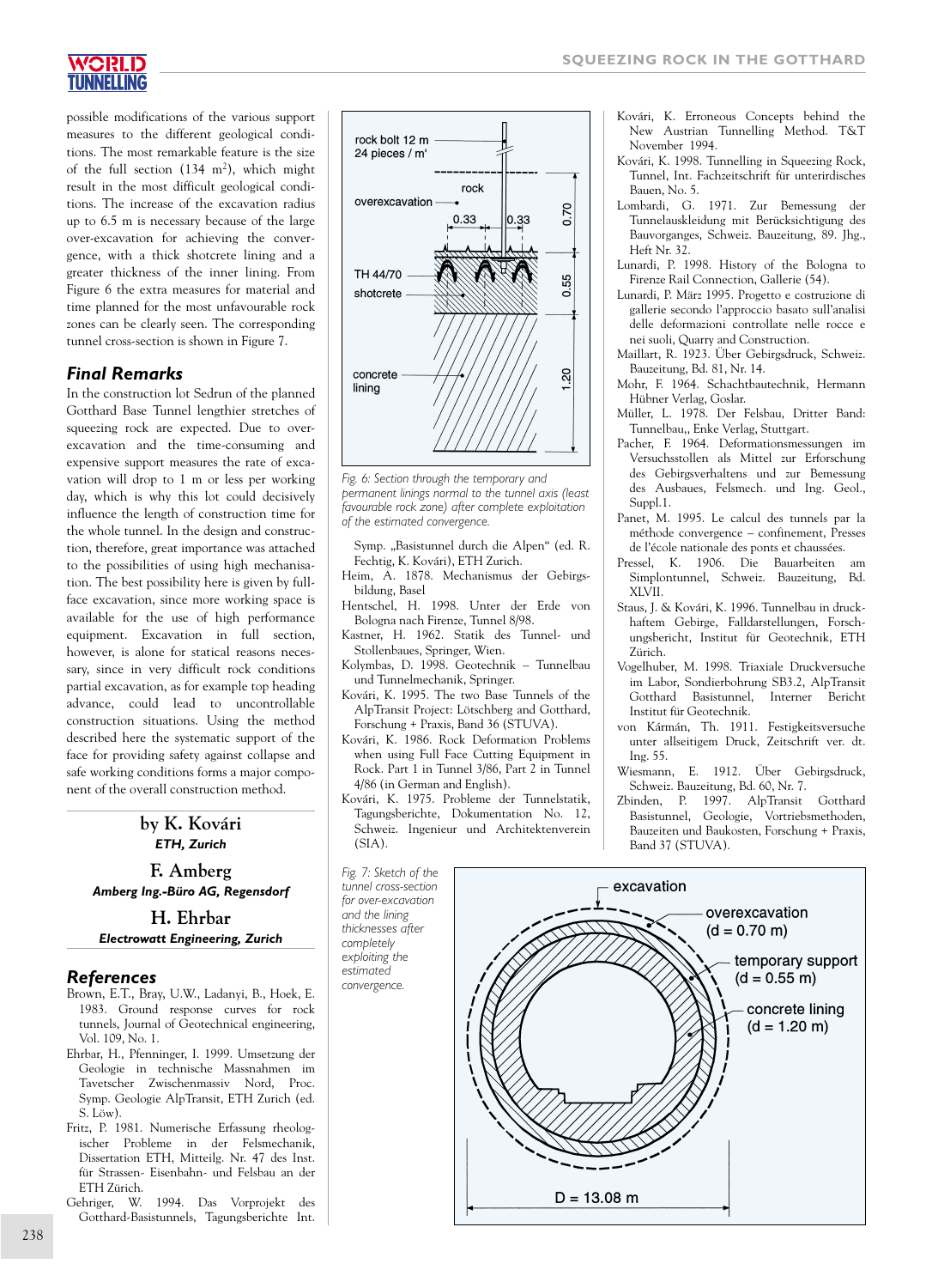possible modifications of the various support measures to the different geological conditions. The most remarkable feature is the size of the full section (134 m$^2$), which might result in the most difficult geological conditions. The increase of the excavation radius up to 6.5 m is necessary because of the large over-excavation for achieving the convergence, with a thick shotcrete lining and a greater thickness of the inner lining. From Figure 6 the extra measures for material and time planned for the most unfavourable rock zones can be clearly seen. The corresponding tunnel cross-section is shown in Figure 7.

rock bolt 12 m
24 pieces / m'
overexcavation
rock
0.33
0.33
0.70
TH 44/70
shotcrete
0.55
concrete
lining
1.20

*Fig. 6: Section through the temporary and permanent linings normal to the tunnel axis (least favourable rock zone) after complete exploitation of the estimated convergence.*

## Final Remarks

In the construction lot Sedrun of the planned Gotthard Base Tunnel lengthier stretches of squeezing rock are expected. Due to over-excavation and the time-consuming and expensive support measures the rate of excavation will drop to 1 m or less per working day, which is why this lot could decisively influence the length of construction time for the whole tunnel. In the design and construction, therefore, great importance was attached to the possibilities of using high mechanisation. The best possibility here is given by full-face excavation, since more working space is available for the use of high performance equipment. Excavation in full section, however, is alone for statical reasons necessary, since in very difficult rock conditions partial excavation, as for example top heading advance, could lead to uncontrollable construction situations. Using the method described here the systematic support of the face for providing safety against collapse and safe working conditions forms a major component of the overall construction method.

**by K. Kovári**
***ETH, Zurich***

**F. Amberg**
***Amberg Ing.-Büro AG, Regensdorf***

**H. Ehrbar**
***Electrowatt Engineering, Zurich***

## References

Brown, E.T., Bray, U.W., Ladanyi, B., Hoek, E. 1983. Ground response curves for rock tunnels, Journal of Geotechnical engineering, Vol. 109, No. 1.

Ehrbar, H., Pfenninger, I. 1999. Umsetzung der Geologie in technische Massnahmen im Tavetscher Zwischenmassiv Nord, Proc. Symp. Geologie AlpTransit, ETH Zurich (ed. S. Löw).

Fritz, P. 1981. Numerische Erfassung rheologischer Probleme in der Felsmechanik, Dissertation ETH, Mitteilg. Nr. 47 des Inst. für Strassen- Eisenbahn- und Felsbau an der ETH Zürich.

Gehriger, W. 1994. Das Vorprojekt des Gotthard-Basistunnels, Tagungsberichte Int. Symp. „Basistunnel durch die Alpen" (ed. R. Fechtig, K. Kovári), ETH Zurich.

Heim, A. 1878. Mechanismus der Gebirgsbildung, Basel

Hentschel, H. 1998. Unter der Erde von Bologna nach Firenze, Tunnel 8/98.

Kastner, H. 1962. Statik des Tunnel- und Stollenbaues, Springer, Wien.

Kolymbas, D. 1998. Geotechnik – Tunnelbau und Tunnelmechanik, Springer.

Kovári, K. 1995. The two Base Tunnels of the AlpTransit Project: Lötschberg and Gotthard, Forschung + Praxis, Band 36 (STUVA).

Kovári, K. 1986. Rock Deformation Problems when using Full Face Cutting Equipment in Rock. Part 1 in Tunnel 3/86, Part 2 in Tunnel 4/86 (in German and English).

Kovári, K. 1975. Probleme der Tunnelstatik, Tagungsberichte, Dokumentation No. 12, Schweiz. Ingenieur und Architektenverein (SIA).

Kovári, K. Erroneous Concepts behind the New Austrian Tunnelling Method. T&T November 1994.

Kovári, K. 1998. Tunnelling in Squeezing Rock, Tunnel, Int. Fachzeitschrift für unterirdisches Bauen, No. 5.

Lombardi, G. 1971. Zur Bemessung der Tunnelauskleidung mit Berücksichtigung des Bauvorganges, Schweiz. Bauzeitung, 89. Jhg., Heft Nr. 32.

Lunardi, P. 1998. History of the Bologna to Firenze Rail Connection, Gallerie (54).

Lunardi, P. März 1995. Progetto e costruzione di gallerie secondo l'approccio basato sull'analisi delle deformazioni controllate nelle rocce e nei suoli, Quarry and Construction.

Maillart, R. 1923. Über Gebirgsdruck, Schweiz. Bauzeitung, Bd. 81, Nr. 14.

Mohr, F. 1964. Schachtbautechnik, Hermann Hübner Verlag, Goslar.

Müller, L. 1978. Der Felsbau, Dritter Band: Tunnelbau,, Enke Verlag, Stuttgart.

Pacher, F. 1964. Deformationsmessungen im Versuchsstollen als Mittel zur Erforschung des Gebirgsverhaltens und zur Bemessung des Ausbaues, Felsmech. und Ing. Geol., Suppl.1.

Panet, M. 1995. Le calcul des tunnels par la méthode convergence – confinement, Presses de l'école nationale des ponts et chaussées.

Pressel, K. 1906. Die Bauarbeiten am Simplontunnel, Schweiz. Bauzeitung, Bd. XLVII.

Staus, J. & Kovári, K. 1996. Tunnelbau in druckhaftem Gebirge, Falldarstellungen, Forschungsbericht, Institut für Geotechnik, ETH Zürich.

Vogelhuber, M. 1998. Triaxiale Druckversuche im Labor, Sondierbohrung SB3.2, AlpTransit Gotthard Basistunnel, Interner Bericht Institut für Geotechnik.

von Kármán, Th. 1911. Festigkeitsversuche unter allseitigem Druck, Zeitschrift ver. dt. Ing. 55.

Wiesmann, E. 1912. Über Gebirgsdruck, Schweiz. Bauzeitung, Bd. 60, Nr. 7.

Zbinden, P. 1997. AlpTransit Gotthard Basistunnel, Geologie, Vortriebsmethoden, Bauzeiten und Baukosten, Forschung + Praxis, Band 37 (STUVA).

excavation
overexcavation
(d = 0.70 m)
temporary support
(d = 0.55 m)
concrete lining
(d = 1.20 m)
D = 13.08 m

*Fig. 7: Sketch of the tunnel cross-section for over-excavation and the lining thicknesses after completely exploiting the estimated convergence.*